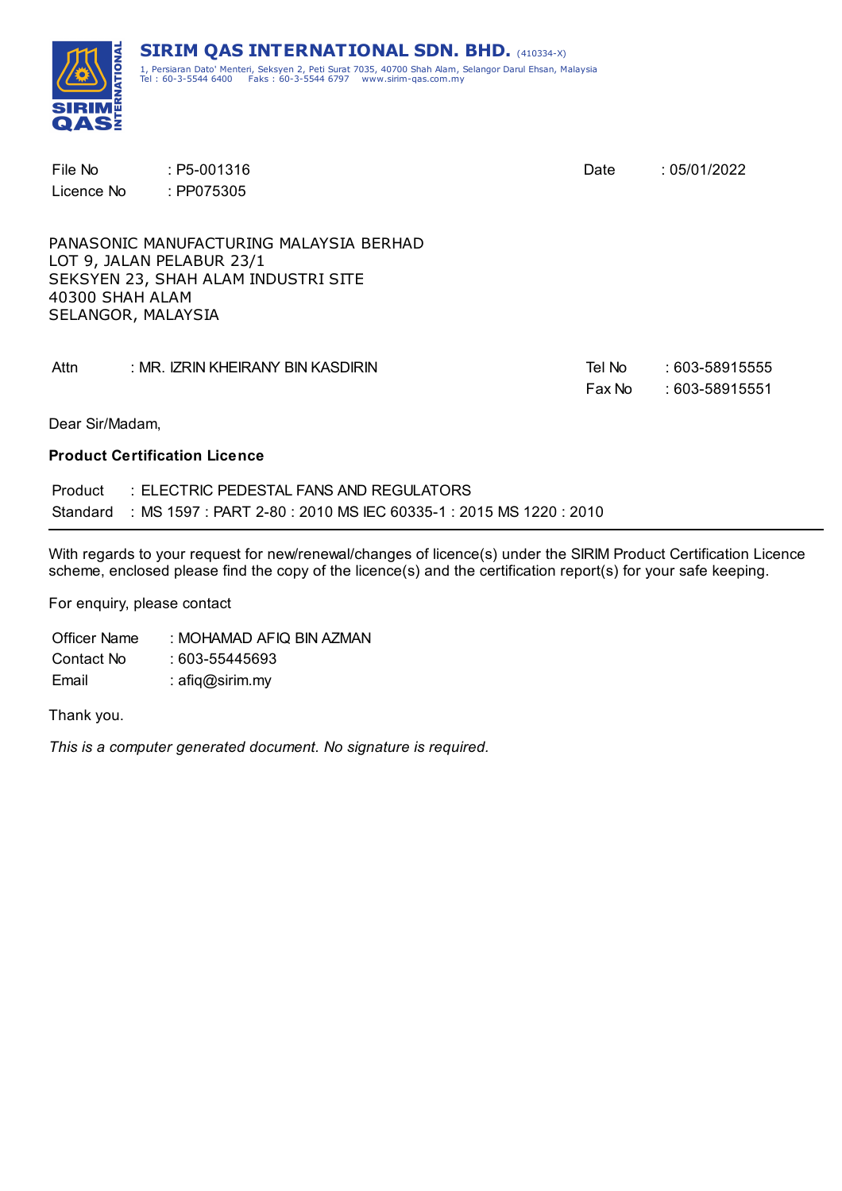**SIRIM QAS INTERNATIONAL SDN. BHD.** (410334-X)
1, Persiaran Dato' Menteri, Seksyen 2, Peti Surat 7035, 40700 Shah Alam, Selangor Darul Ehsan, Malaysia
Tel : 60-3-5544 6400 Faks : 60-3-5544 6797 www.sirim-qas.com.my

File No : P5-001316
Licence No : PP075305

Date : 05/01/2022

PANASONIC MANUFACTURING MALAYSIA BERHAD
LOT 9, JALAN PELABUR 23/1
SEKSYEN 23, SHAH ALAM INDUSTRI SITE
40300 SHAH ALAM
SELANGOR, MALAYSIA

Attn : MR. IZRIN KHEIRANY BIN KASDIRIN

Tel No : 603-58915555
Fax No : 603-58915551

Dear Sir/Madam,

**Product Certification Licence**

Product : ELECTRIC PEDESTAL FANS AND REGULATORS
Standard : MS 1597 : PART 2-80 : 2010 MS IEC 60335-1 : 2015 MS 1220 : 2010

---

With regards to your request for new/renewal/changes of licence(s) under the SIRIM Product Certification Licence scheme, enclosed please find the copy of the licence(s) and the certification report(s) for your safe keeping.

For enquiry, please contact

Officer Name : MOHAMAD AFIQ BIN AZMAN
Contact No : 603-55445693
Email : afiq@sirim.my

Thank you.

*This is a computer generated document. No signature is required.*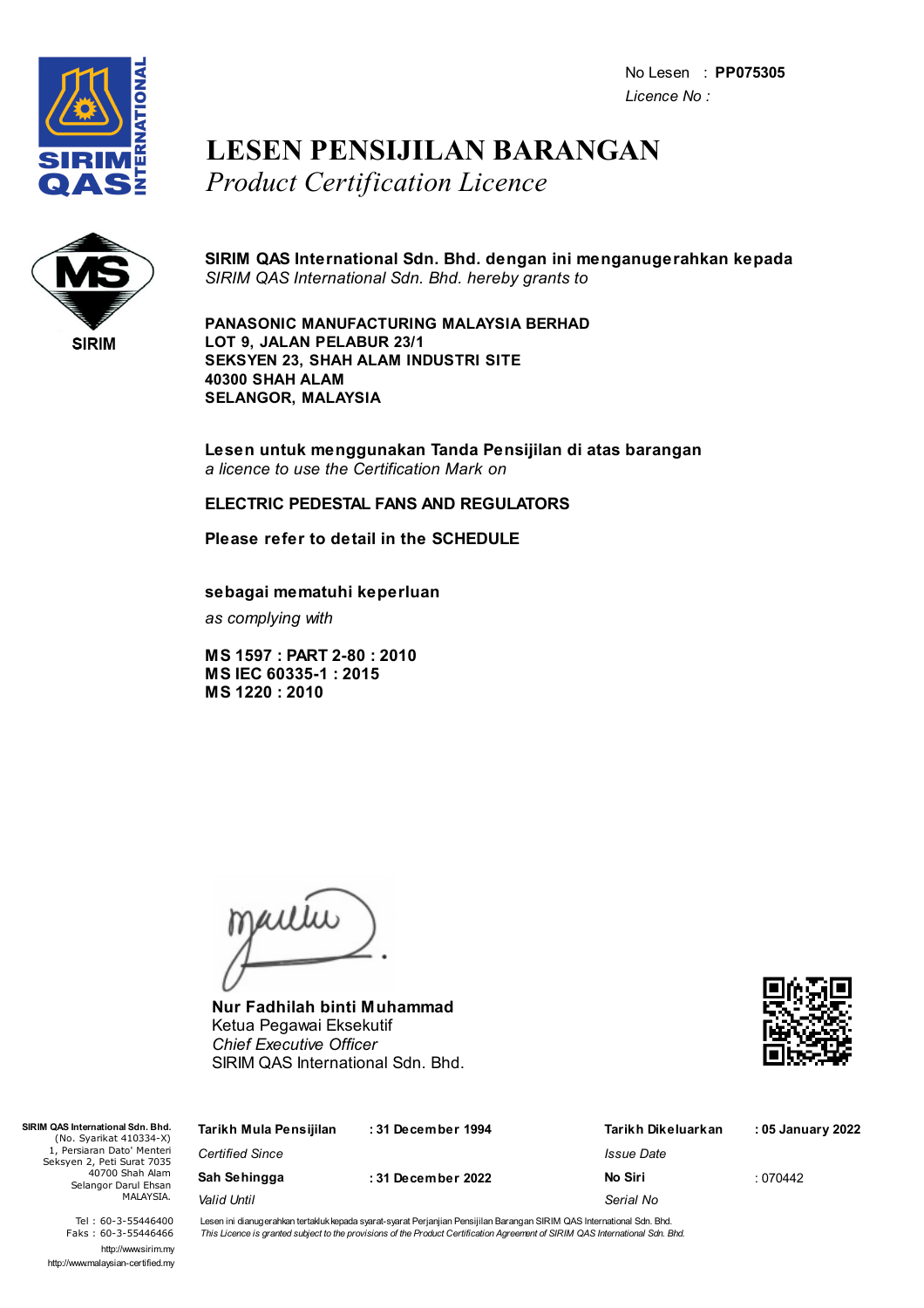No Lesen : **PP075305**
*Licence No :*

# LESEN PENSIJILAN BARANGAN
*Product Certification Licence*

SIRIM

**SIRIM QAS International Sdn. Bhd. dengan ini menganugerahkan kepada**
*SIRIM QAS International Sdn. Bhd. hereby grants to*

**PANASONIC MANUFACTURING MALAYSIA BERHAD**
**LOT 9, JALAN PELABUR 23/1**
**SEKSYEN 23, SHAH ALAM INDUSTRI SITE**
**40300 SHAH ALAM**
**SELANGOR, MALAYSIA**

**Lesen untuk menggunakan Tanda Pensijilan di atas barangan**
*a licence to use the Certification Mark on*

**ELECTRIC PEDESTAL FANS AND REGULATORS**

**Please refer to detail in the SCHEDULE**

**sebagai mematuhi keperluan**
*as complying with*

**MS 1597 : PART 2-80 : 2010**
**MS IEC 60335-1 : 2015**
**MS 1220 : 2010**

**Nur Fadhilah binti Muhammad**
Ketua Pegawai Eksekutif
*Chief Executive Officer*
SIRIM QAS International Sdn. Bhd.

**SIRIM QAS International Sdn. Bhd.**
(No. Syarikat 410334-X)
1, Persiaran Dato' Menteri
Seksyen 2, Peti Surat 7035
40700 Shah Alam
Selangor Darul Ehsan
MALAYSIA.

Tel : 60-3-55446400
Faks : 60-3-55446466
http://www.sirim.my
http://www.malaysian-certified.my

| | | | |
|---|---|---|---|
| **Tarikh Mula Pensijilan** *Certified Since* | **: 31 December 1994** | **Tarikh Dikeluarkan** *Issue Date* | **: 05 January 2022** |
| **Sah Sehingga** *Valid Until* | **: 31 December 2022** | **No Siri** *Serial No* | : 070442 |

Lesen ini dianugerahkan tertakluk kepada syarat-syarat Perjanjian Pensijilan Barangan SIRIM QAS International Sdn. Bhd.
*This Licence is granted subject to the provisions of the Product Certification Agreement of SIRIM QAS International Sdn. Bhd.*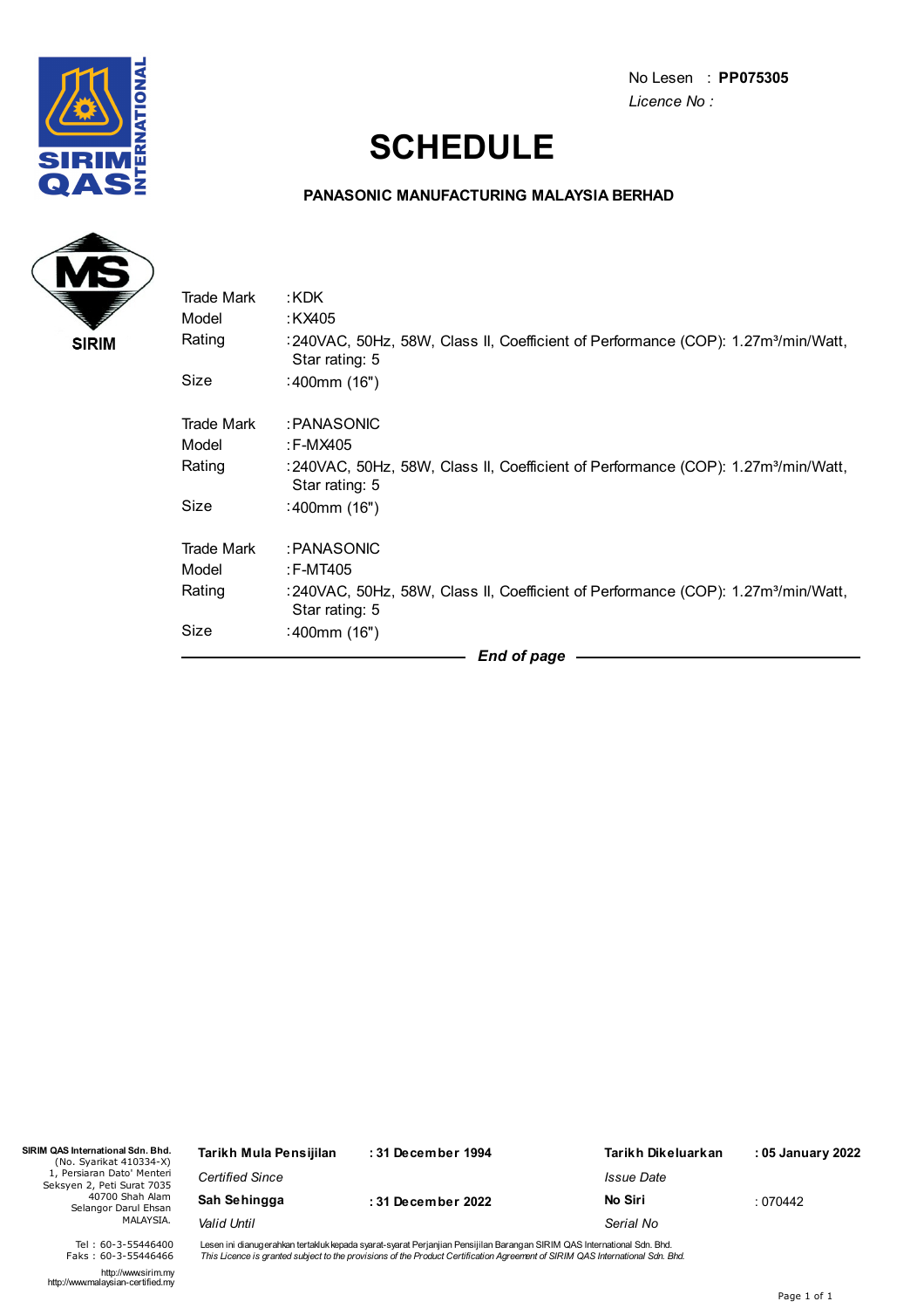No Lesen : **PP075305**
*Licence No :*

# SCHEDULE

**PANASONIC MANUFACTURING MALAYSIA BERHAD**

SIRIM

| | |
|---|---|
| Trade Mark | :KDK |
| Model | :KX405 |
| Rating | :240VAC, 50Hz, 58W, Class II, Coefficient of Performance (COP): 1.27m³/min/Watt, Star rating: 5 |
| Size | :400mm (16") |

| | |
|---|---|
| Trade Mark | :PANASONIC |
| Model | :F-MX405 |
| Rating | :240VAC, 50Hz, 58W, Class II, Coefficient of Performance (COP): 1.27m³/min/Watt, Star rating: 5 |
| Size | :400mm (16") |

| | |
|---|---|
| Trade Mark | :PANASONIC |
| Model | :F-MT405 |
| Rating | :240VAC, 50Hz, 58W, Class II, Coefficient of Performance (COP): 1.27m³/min/Watt, Star rating: 5 |
| Size | :400mm (16") |

***End of page***

**SIRIM QAS International Sdn. Bhd.**
(No. Syarikat 410334-X)
1, Persiaran Dato' Menteri
Seksyen 2, Peti Surat 7035
40700 Shah Alam
Selangor Darul Ehsan
MALAYSIA.

Tel : 60-3-55446400
Faks : 60-3-55446466

http://www.sirim.my
http://www.malaysian-certified.my

| | | | |
|---|---|---|---|
| **Tarikh Mula Pensijilan** *Certified Since* | **: 31 December 1994** | **Tarikh Dikeluarkan** *Issue Date* | **: 05 January 2022** |
| **Sah Sehingga** *Valid Until* | **: 31 December 2022** | **No Siri** *Serial No* | : 070442 |

Lesen ini dianugerahkan tertakluk kepada syarat-syarat Perjanjian Pensijilan Barangan SIRIM QAS International Sdn. Bhd.
*This Licence is granted subject to the provisions of the Product Certification Agreement of SIRIM QAS International Sdn. Bhd.*